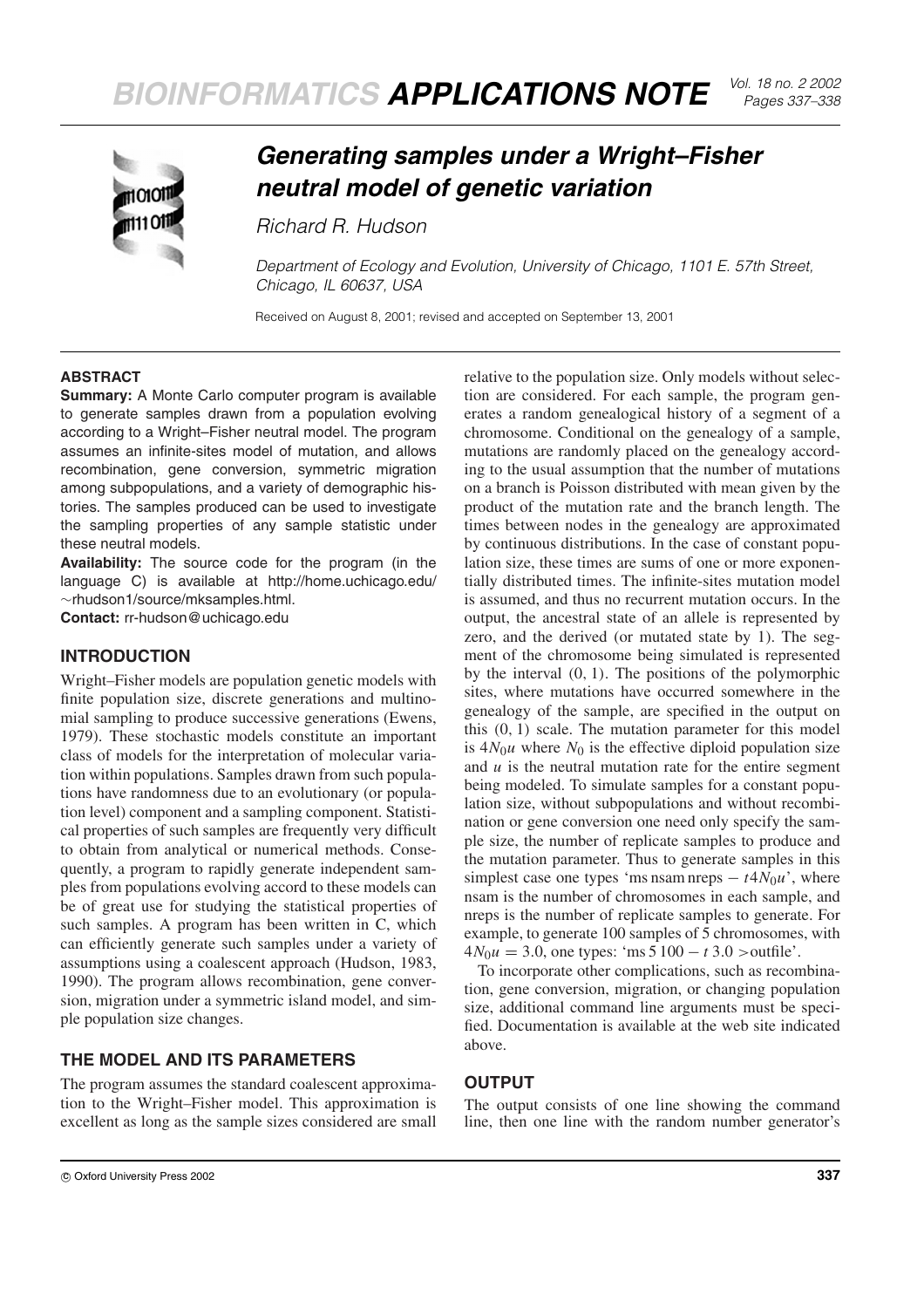# Generating samples under a Wright–Fisher neutral model of genetic variation

*Richard R. Hudson*

*Department of Ecology and Evolution, University of Chicago, 1101 E. 57th Street, Chicago, IL 60637, USA*

Received on August 8, 2001; revised and accepted on September 13, 2001

## ABSTRACT

**Summary:** A Monte Carlo computer program is available to generate samples drawn from a population evolving according to a Wright–Fisher neutral model. The program assumes an infinite-sites model of mutation, and allows recombination, gene conversion, symmetric migration among subpopulations, and a variety of demographic histories. The samples produced can be used to investigate the sampling properties of any sample statistic under these neutral models.

**Availability:** The source code for the program (in the language C) is available at http://home.uchicago.edu/~rhudson1/source/mksamples.html.

**Contact:** rr-hudson@uchicago.edu

## INTRODUCTION

Wright–Fisher models are population genetic models with finite population size, discrete generations and multinomial sampling to produce successive generations (Ewens, 1979). These stochastic models constitute an important class of models for the interpretation of molecular variation within populations. Samples drawn from such populations have randomness due to an evolutionary (or population level) component and a sampling component. Statistical properties of such samples are frequently very difficult to obtain from analytical or numerical methods. Consequently, a program to rapidly generate independent samples from populations evolving accord to these models can be of great use for studying the statistical properties of such samples. A program has been written in C, which can efficiently generate such samples under a variety of assumptions using a coalescent approach (Hudson, 1983, 1990). The program allows recombination, gene conversion, migration under a symmetric island model, and simple population size changes.

## THE MODEL AND ITS PARAMETERS

The program assumes the standard coalescent approximation to the Wright–Fisher model. This approximation is excellent as long as the sample sizes considered are small relative to the population size. Only models without selection are considered. For each sample, the program generates a random genealogical history of a segment of a chromosome. Conditional on the genealogy of a sample, mutations are randomly placed on the genealogy according to the usual assumption that the number of mutations on a branch is Poisson distributed with mean given by the product of the mutation rate and the branch length. The times between nodes in the genealogy are approximated by continuous distributions. In the case of constant population size, these times are sums of one or more exponentially distributed times. The infinite-sites mutation model is assumed, and thus no recurrent mutation occurs. In the output, the ancestral state of an allele is represented by zero, and the derived (or mutated state by 1). The segment of the chromosome being simulated is represented by the interval $(0, 1)$. The positions of the polymorphic sites, where mutations have occurred somewhere in the genealogy of the sample, are specified in the output on this $(0, 1)$ scale. The mutation parameter for this model is $4N_0u$ where $N_0$ is the effective diploid population size and $u$ is the neutral mutation rate for the entire segment being modeled. To simulate samples for a constant population size, without subpopulations and without recombination or gene conversion one need only specify the sample size, the number of replicate samples to produce and the mutation parameter. Thus to generate samples in this simplest case one types 'ms nsam nreps $-t 4N_0u$', where nsam is the number of chromosomes in each sample, and nreps is the number of replicate samples to generate. For example, to generate 100 samples of 5 chromosomes, with $4N_0u = 3.0$, one types: 'ms 5 100 $-t$ 3.0 >outfile'.

To incorporate other complications, such as recombination, gene conversion, migration, or changing population size, additional command line arguments must be specified. Documentation is available at the web site indicated above.

## OUTPUT

The output consists of one line showing the command line, then one line with the random number generator's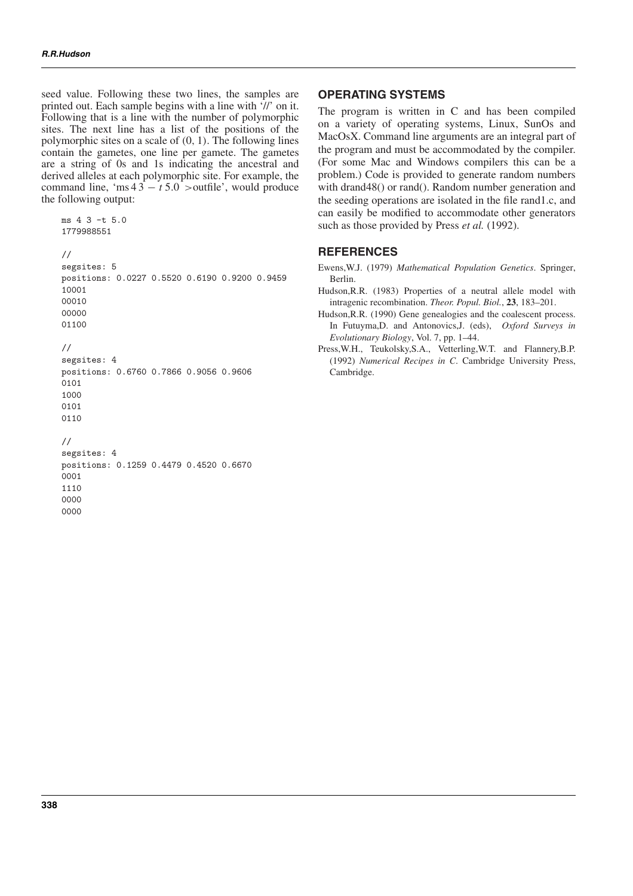seed value. Following these two lines, the samples are printed out. Each sample begins with a line with '//' on it. Following that is a line with the number of polymorphic sites. The next line has a list of the positions of the polymorphic sites on a scale of (0, 1). The following lines contain the gametes, one line per gamete. The gametes are a string of 0s and 1s indicating the ancestral and derived alleles at each polymorphic site. For example, the command line, 'ms 4 3 − *t* 5.0 >outfile', would produce the following output:

```
ms 4 3 -t 5.0
1779988551

//
segsites: 5
positions: 0.0227 0.5520 0.6190 0.9200 0.9459
10001
00010
00000
01100

//
segsites: 4
positions: 0.6760 0.7866 0.9056 0.9606
0101
1000
0101
0110

//
segsites: 4
positions: 0.1259 0.4479 0.4520 0.6670
0001
1110
0000
0000
```

## OPERATING SYSTEMS

The program is written in C and has been compiled on a variety of operating systems, Linux, SunOs and MacOsX. Command line arguments are an integral part of the program and must be accommodated by the compiler. (For some Mac and Windows compilers this can be a problem.) Code is provided to generate random numbers with drand48() or rand(). Random number generation and the seeding operations are isolated in the file rand1.c, and can easily be modified to accommodate other generators such as those provided by Press *et al.* (1992).

## REFERENCES

Ewens,W.J. (1979) *Mathematical Population Genetics*. Springer, Berlin.

Hudson,R.R. (1983) Properties of a neutral allele model with intragenic recombination. *Theor. Popul. Biol.*, **23**, 183–201.

Hudson,R.R. (1990) Gene genealogies and the coalescent process. In Futuyma,D. and Antonovics,J. (eds), *Oxford Surveys in Evolutionary Biology*, Vol. 7, pp. 1–44.

Press,W.H., Teukolsky,S.A., Vetterling,W.T. and Flannery,B.P. (1992) *Numerical Recipes in C*. Cambridge University Press, Cambridge.